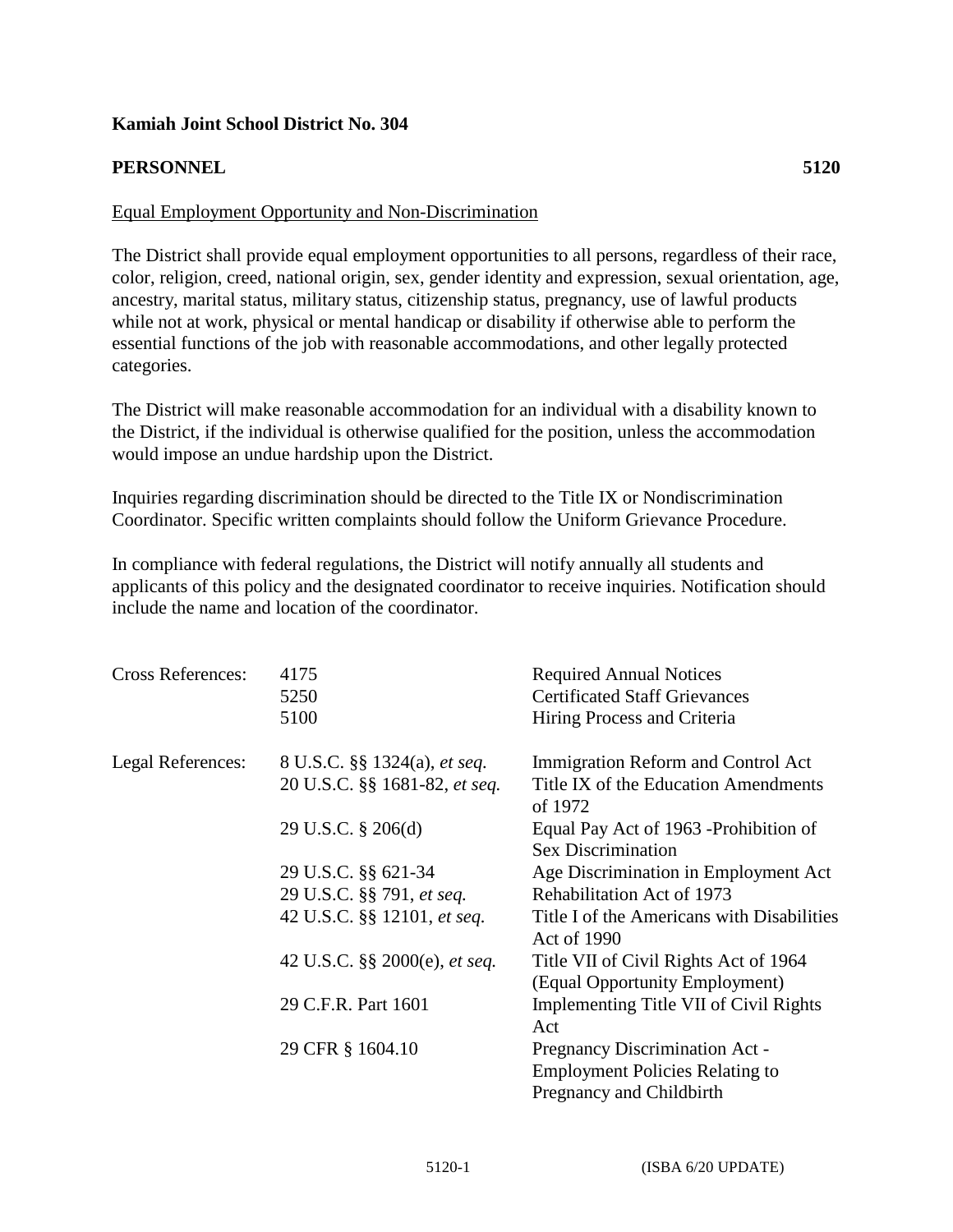**Kamiah Joint School District No. 304**

**PERSONNEL** **5120**

<u>Equal Employment Opportunity and Non-Discrimination</u>

The District shall provide equal employment opportunities to all persons, regardless of their race, color, religion, creed, national origin, sex, gender identity and expression, sexual orientation, age, ancestry, marital status, military status, citizenship status, pregnancy, use of lawful products while not at work, physical or mental handicap or disability if otherwise able to perform the essential functions of the job with reasonable accommodations, and other legally protected categories.

The District will make reasonable accommodation for an individual with a disability known to the District, if the individual is otherwise qualified for the position, unless the accommodation would impose an undue hardship upon the District.

Inquiries regarding discrimination should be directed to the Title IX or Nondiscrimination Coordinator. Specific written complaints should follow the Uniform Grievance Procedure.

In compliance with federal regulations, the District will notify annually all students and applicants of this policy and the designated coordinator to receive inquiries. Notification should include the name and location of the coordinator.

| | | |
|---|---|---|
| Cross References: | 4175 | Required Annual Notices |
| | 5250 | Certificated Staff Grievances |
| | 5100 | Hiring Process and Criteria |
| Legal References: | 8 U.S.C. §§ 1324(a), *et seq.* | Immigration Reform and Control Act |
| | 20 U.S.C. §§ 1681-82, *et seq.* | Title IX of the Education Amendments of 1972 |
| | 29 U.S.C. § 206(d) | Equal Pay Act of 1963 -Prohibition of Sex Discrimination |
| | 29 U.S.C. §§ 621-34 | Age Discrimination in Employment Act |
| | 29 U.S.C. §§ 791, *et seq.* | Rehabilitation Act of 1973 |
| | 42 U.S.C. §§ 12101, *et seq.* | Title I of the Americans with Disabilities Act of 1990 |
| | 42 U.S.C. §§ 2000(e), *et seq.* | Title VII of Civil Rights Act of 1964 (Equal Opportunity Employment) |
| | 29 C.F.R. Part 1601 | Implementing Title VII of Civil Rights Act |
| | 29 CFR § 1604.10 | Pregnancy Discrimination Act - Employment Policies Relating to Pregnancy and Childbirth |

5120-1 (ISBA 6/20 UPDATE)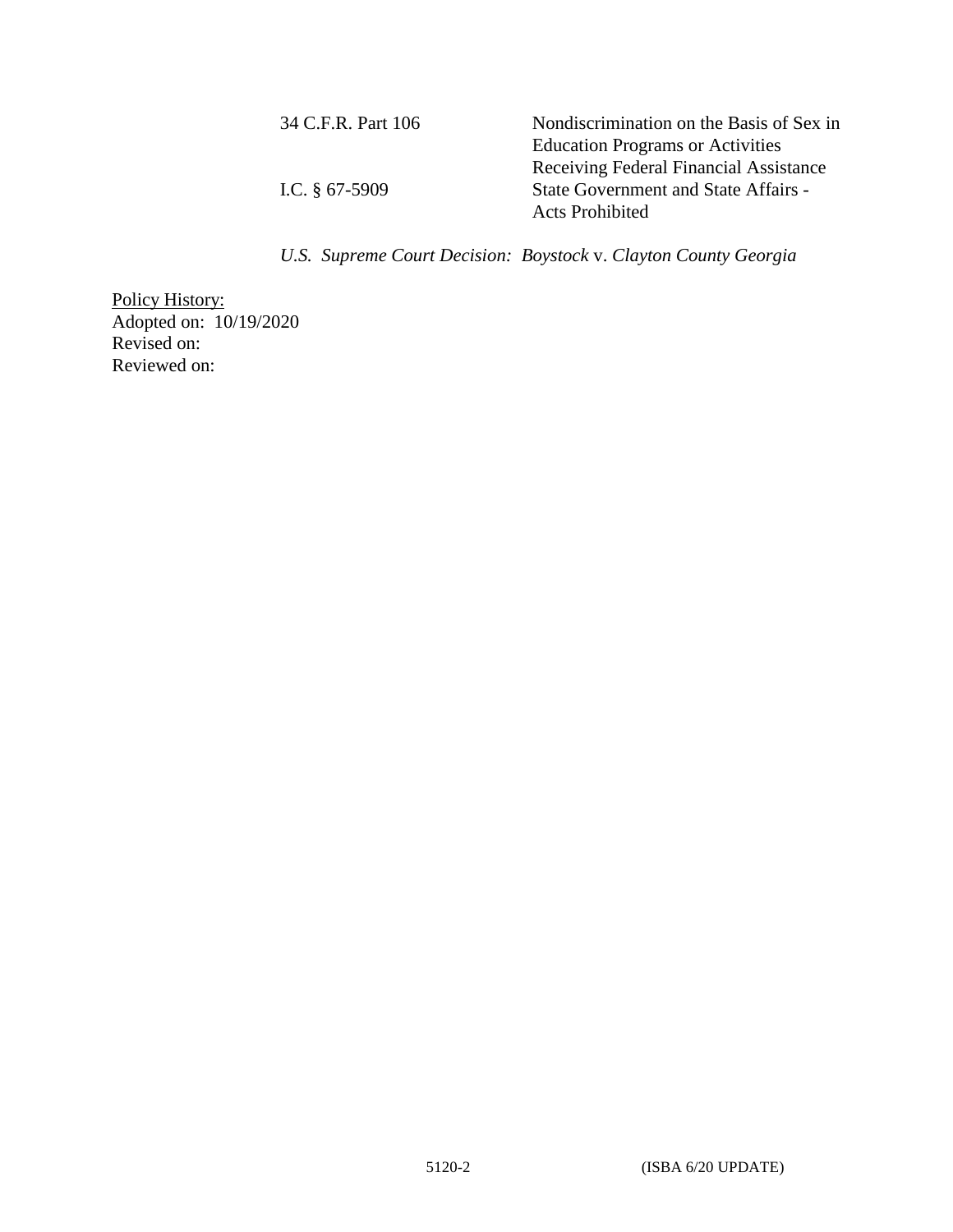| | |
|---|---|
| 34 C.F.R. Part 106 | Nondiscrimination on the Basis of Sex in Education Programs or Activities Receiving Federal Financial Assistance |
| I.C. § 67-5909 | State Government and State Affairs - Acts Prohibited |

*U.S. Supreme Court Decision: Boystock* v. *Clayton County Georgia*

Policy History:
Adopted on: 10/19/2020
Revised on:
Reviewed on:

5120-2 (ISBA 6/20 UPDATE)